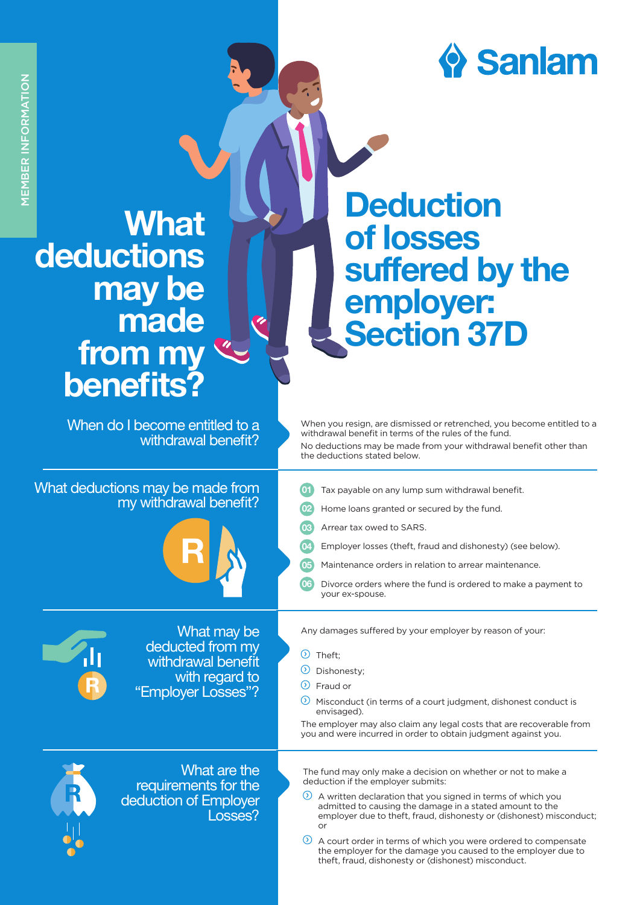MEMBER INFORMATION

Sanlam

# What deductions may be made from my benefits?

# Deduction of losses suffered by the employer: Section 37D

## When do I become entitled to a withdrawal benefit?

When you resign, are dismissed or retrenched, you become entitled to a withdrawal benefit in terms of the rules of the fund.

No deductions may be made from your withdrawal benefit other than the deductions stated below.

## What deductions may be made from my withdrawal benefit?

01. Tax payable on any lump sum withdrawal benefit.
02. Home loans granted or secured by the fund.
03. Arrear tax owed to SARS.
04. Employer losses (theft, fraud and dishonesty) (see below).
05. Maintenance orders in relation to arrear maintenance.
06. Divorce orders where the fund is ordered to make a payment to your ex-spouse.

## What may be deducted from my withdrawal benefit with regard to "Employer Losses"?

Any damages suffered by your employer by reason of your:

- Theft;
- Dishonesty;
- Fraud or
- Misconduct (in terms of a court judgment, dishonest conduct is envisaged).

The employer may also claim any legal costs that are recoverable from you and were incurred in order to obtain judgment against you.

## What are the requirements for the deduction of Employer Losses?

The fund may only make a decision on whether or not to make a deduction if the employer submits:

- A written declaration that you signed in terms of which you admitted to causing the damage in a stated amount to the employer due to theft, fraud, dishonesty or (dishonest) misconduct; or
- A court order in terms of which you were ordered to compensate the employer for the damage you caused to the employer due to theft, fraud, dishonesty or (dishonest) misconduct.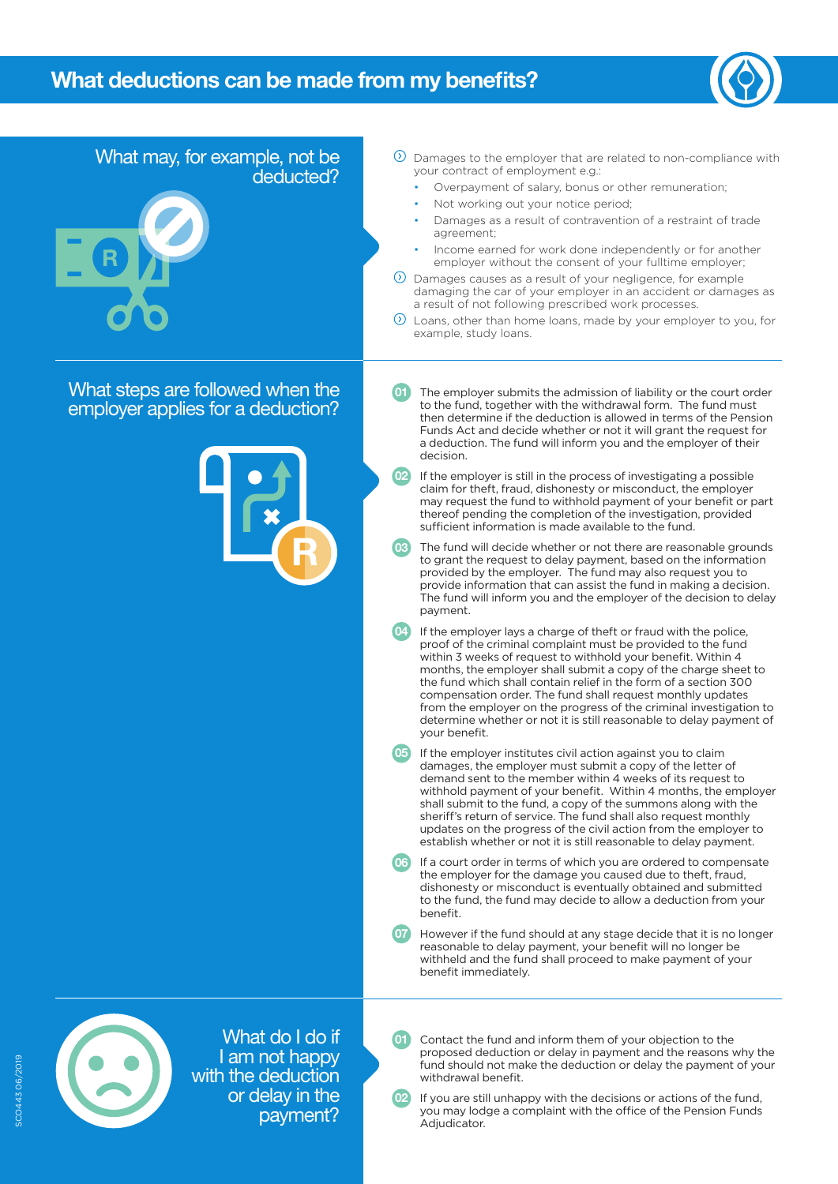# What deductions can be made from my benefits?

## What may, for example, not be deducted?

- Damages to the employer that are related to non-compliance with your contract of employment e.g.:
  - Overpayment of salary, bonus or other remuneration;
  - Not working out your notice period;
  - Damages as a result of contravention of a restraint of trade agreement;
  - Income earned for work done independently or for another employer without the consent of your fulltime employer;
- Damages causes as a result of your negligence, for example damaging the car of your employer in an accident or damages as a result of not following prescribed work processes.
- Loans, other than home loans, made by your employer to you, for example, study loans.

## What steps are followed when the employer applies for a deduction?

01. The employer submits the admission of liability or the court order to the fund, together with the withdrawal form. The fund must then determine if the deduction is allowed in terms of the Pension Funds Act and decide whether or not it will grant the request for a deduction. The fund will inform you and the employer of their decision.
02. If the employer is still in the process of investigating a possible claim for theft, fraud, dishonesty or misconduct, the employer may request the fund to withhold payment of your benefit or part thereof pending the completion of the investigation, provided sufficient information is made available to the fund.
03. The fund will decide whether or not there are reasonable grounds to grant the request to delay payment, based on the information provided by the employer. The fund may also request you to provide information that can assist the fund in making a decision. The fund will inform you and the employer of the decision to delay payment.
04. If the employer lays a charge of theft or fraud with the police, proof of the criminal complaint must be provided to the fund within 3 weeks of request to withhold your benefit. Within 4 months, the employer shall submit a copy of the charge sheet to the fund which shall contain relief in the form of a section 300 compensation order. The fund shall request monthly updates from the employer on the progress of the criminal investigation to determine whether or not it is still reasonable to delay payment of your benefit.
05. If the employer institutes civil action against you to claim damages, the employer must submit a copy of the letter of demand sent to the member within 4 weeks of its request to withhold payment of your benefit. Within 4 months, the employer shall submit to the fund, a copy of the summons along with the sheriff's return of service. The fund shall also request monthly updates on the progress of the civil action from the employer to establish whether or not it is still reasonable to delay payment.
06. If a court order in terms of which you are ordered to compensate the employer for the damage you caused due to theft, fraud, dishonesty or misconduct is eventually obtained and submitted to the fund, the fund may decide to allow a deduction from your benefit.
07. However if the fund should at any stage decide that it is no longer reasonable to delay payment, your benefit will no longer be withheld and the fund shall proceed to make payment of your benefit immediately.

## What do I do if I am not happy with the deduction or delay in the payment?

01. Contact the fund and inform them of your objection to the proposed deduction or delay in payment and the reasons why the fund should not make the deduction or delay the payment of your withdrawal benefit.
02. If you are still unhappy with the decisions or actions of the fund, you may lodge a complaint with the office of the Pension Funds Adjudicator.

SC0443 06/2019